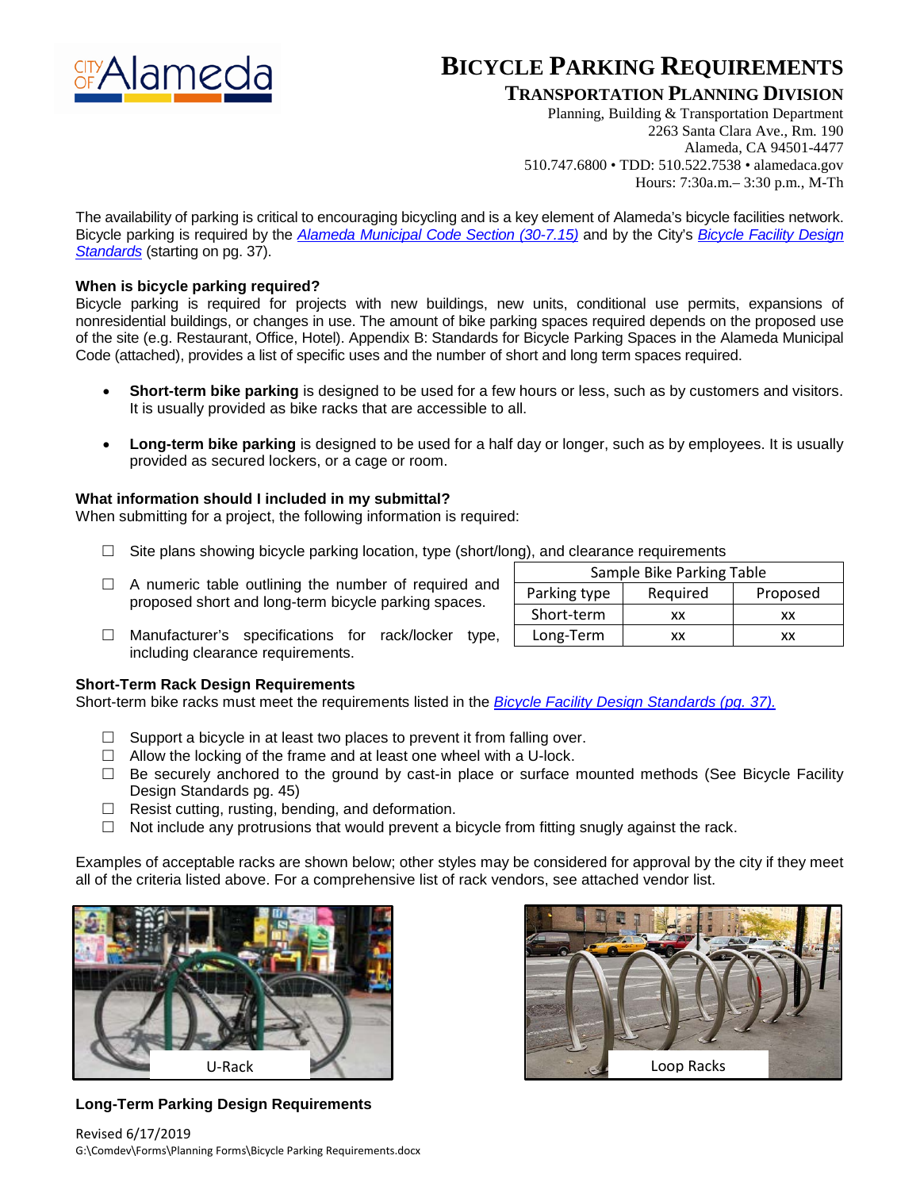# BICYCLE PARKING REQUIREMENTS

## TRANSPORTATION PLANNING DIVISION

Planning, Building & Transportation Department
2263 Santa Clara Ave., Rm. 190
Alameda, CA 94501-4477
510.747.6800 • TDD: 510.522.7538 • alamedaca.gov
Hours: 7:30a.m.– 3:30 p.m., M-Th

The availability of parking is critical to encouraging bicycling and is a key element of Alameda's bicycle facilities network. Bicycle parking is required by the *Alameda Municipal Code Section (30-7.15)* and by the City's *Bicycle Facility Design Standards* (starting on pg. 37).

**When is bicycle parking required?**

Bicycle parking is required for projects with new buildings, new units, conditional use permits, expansions of nonresidential buildings, or changes in use. The amount of bike parking spaces required depends on the proposed use of the site (e.g. Restaurant, Office, Hotel). Appendix B: Standards for Bicycle Parking Spaces in the Alameda Municipal Code (attached), provides a list of specific uses and the number of short and long term spaces required.

- **Short-term bike parking** is designed to be used for a few hours or less, such as by customers and visitors. It is usually provided as bike racks that are accessible to all.
- **Long-term bike parking** is designed to be used for a half day or longer, such as by employees. It is usually provided as secured lockers, or a cage or room.

**What information should I included in my submittal?**

When submitting for a project, the following information is required:

- ☐ Site plans showing bicycle parking location, type (short/long), and clearance requirements
- ☐ A numeric table outlining the number of required and proposed short and long-term bicycle parking spaces.
- ☐ Manufacturer's specifications for rack/locker type, including clearance requirements.

| Sample Bike Parking Table | | |
|---|---|---|
| Parking type | Required | Proposed |
| Short-term | xx | xx |
| Long-Term | xx | xx |

**Short-Term Rack Design Requirements**

Short-term bike racks must meet the requirements listed in the *Bicycle Facility Design Standards (pg. 37).*

- ☐ Support a bicycle in at least two places to prevent it from falling over.
- ☐ Allow the locking of the frame and at least one wheel with a U-lock.
- ☐ Be securely anchored to the ground by cast-in place or surface mounted methods (See Bicycle Facility Design Standards pg. 45)
- ☐ Resist cutting, rusting, bending, and deformation.
- ☐ Not include any protrusions that would prevent a bicycle from fitting snugly against the rack.

Examples of acceptable racks are shown below; other styles may be considered for approval by the city if they meet all of the criteria listed above. For a comprehensive list of rack vendors, see attached vendor list.

U-Rack

Loop Racks

**Long-Term Parking Design Requirements**

Revised 6/17/2019
G:\Comdev\Forms\Planning Forms\Bicycle Parking Requirements.docx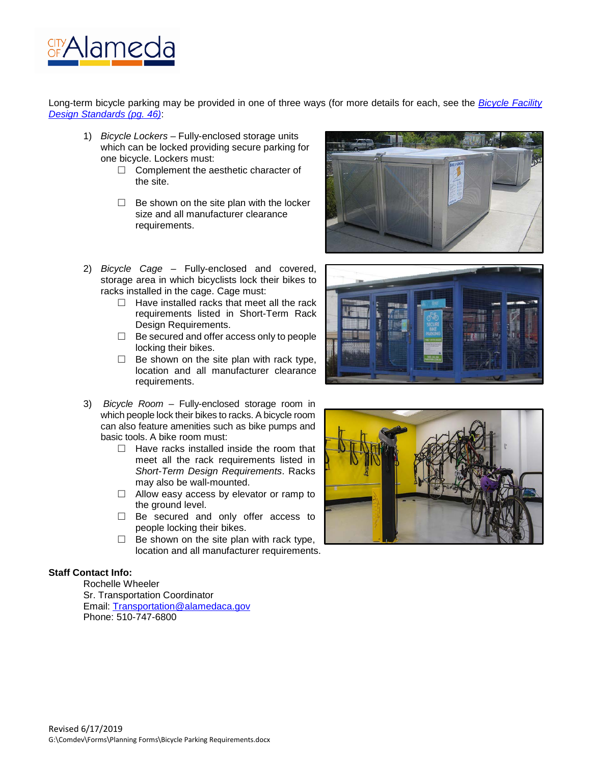Long-term bicycle parking may be provided in one of three ways (for more details for each, see the [*Bicycle Facility Design Standards (pg. 46)*]:

1) *Bicycle Lockers* – Fully-enclosed storage units which can be locked providing secure parking for one bicycle. Lockers must:
   - ☐ Complement the aesthetic character of the site.
   - ☐ Be shown on the site plan with the locker size and all manufacturer clearance requirements.

2) *Bicycle Cage* – Fully-enclosed and covered, storage area in which bicyclists lock their bikes to racks installed in the cage. Cage must:
   - ☐ Have installed racks that meet all the rack requirements listed in Short-Term Rack Design Requirements.
   - ☐ Be secured and offer access only to people locking their bikes.
   - ☐ Be shown on the site plan with rack type, location and all manufacturer clearance requirements.

3) *Bicycle Room* – Fully-enclosed storage room in which people lock their bikes to racks. A bicycle room can also feature amenities such as bike pumps and basic tools. A bike room must:
   - ☐ Have racks installed inside the room that meet all the rack requirements listed in *Short-Term Design Requirements*. Racks may also be wall-mounted.
   - ☐ Allow easy access by elevator or ramp to the ground level.
   - ☐ Be secured and only offer access to people locking their bikes.
   - ☐ Be shown on the site plan with rack type, location and all manufacturer requirements.

**Staff Contact Info:**

Rochelle Wheeler
Sr. Transportation Coordinator
Email: Transportation@alamedaca.gov
Phone: 510-747-6800

Revised 6/17/2019
G:\Comdev\Forms\Planning Forms\Bicycle Parking Requirements.docx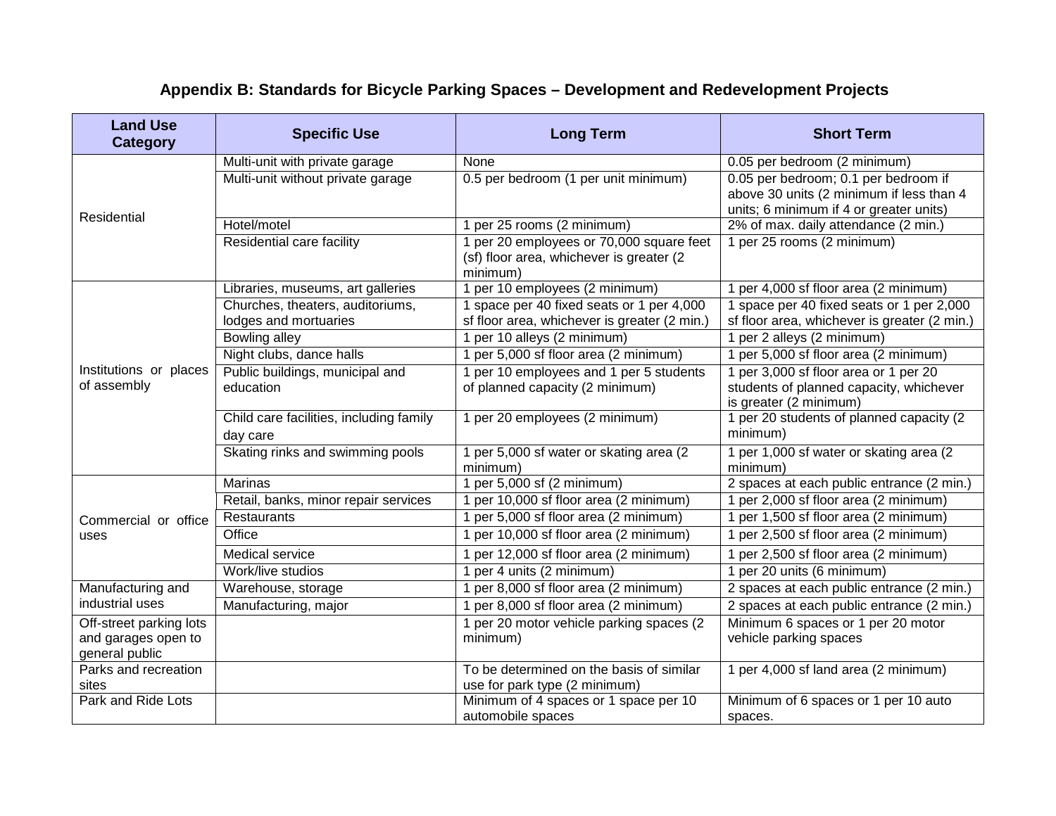## Appendix B: Standards for Bicycle Parking Spaces – Development and Redevelopment Projects

| Land Use Category | Specific Use | Long Term | Short Term |
|---|---|---|---|
| Residential | Multi-unit with private garage | None | 0.05 per bedroom (2 minimum) |
| | Multi-unit without private garage | 0.5 per bedroom (1 per unit minimum) | 0.05 per bedroom; 0.1 per bedroom if above 30 units (2 minimum if less than 4 units; 6 minimum if 4 or greater units) |
| | Hotel/motel | 1 per 25 rooms (2 minimum) | 2% of max. daily attendance (2 min.) |
| | Residential care facility | 1 per 20 employees or 70,000 square feet (sf) floor area, whichever is greater (2 minimum) | 1 per 25 rooms (2 minimum) |
| Institutions or places of assembly | Libraries, museums, art galleries | 1 per 10 employees (2 minimum) | 1 per 4,000 sf floor area (2 minimum) |
| | Churches, theaters, auditoriums, lodges and mortuaries | 1 space per 40 fixed seats or 1 per 4,000 sf floor area, whichever is greater (2 min.) | 1 space per 40 fixed seats or 1 per 2,000 sf floor area, whichever is greater (2 min.) |
| | Bowling alley | 1 per 10 alleys (2 minimum) | 1 per 2 alleys (2 minimum) |
| | Night clubs, dance halls | 1 per 5,000 sf floor area (2 minimum) | 1 per 5,000 sf floor area (2 minimum) |
| | Public buildings, municipal and education | 1 per 10 employees and 1 per 5 students of planned capacity (2 minimum) | 1 per 3,000 sf floor area or 1 per 20 students of planned capacity, whichever is greater (2 minimum) |
| | Child care facilities, including family day care | 1 per 20 employees (2 minimum) | 1 per 20 students of planned capacity (2 minimum) |
| | Skating rinks and swimming pools | 1 per 5,000 sf water or skating area (2 minimum) | 1 per 1,000 sf water or skating area (2 minimum) |
| Commercial or office uses | Marinas | 1 per 5,000 sf (2 minimum) | 2 spaces at each public entrance (2 min.) |
| | Retail, banks, minor repair services | 1 per 10,000 sf floor area (2 minimum) | 1 per 2,000 sf floor area (2 minimum) |
| | Restaurants | 1 per 5,000 sf floor area (2 minimum) | 1 per 1,500 sf floor area (2 minimum) |
| | Office | 1 per 10,000 sf floor area (2 minimum) | 1 per 2,500 sf floor area (2 minimum) |
| | Medical service | 1 per 12,000 sf floor area (2 minimum) | 1 per 2,500 sf floor area (2 minimum) |
| | Work/live studios | 1 per 4 units (2 minimum) | 1 per 20 units (6 minimum) |
| Manufacturing and industrial uses | Warehouse, storage | 1 per 8,000 sf floor area (2 minimum) | 2 spaces at each public entrance (2 min.) |
| | Manufacturing, major | 1 per 8,000 sf floor area (2 minimum) | 2 spaces at each public entrance (2 min.) |
| Off-street parking lots and garages open to general public | | 1 per 20 motor vehicle parking spaces (2 minimum) | Minimum 6 spaces or 1 per 20 motor vehicle parking spaces |
| Parks and recreation sites | | To be determined on the basis of similar use for park type (2 minimum) | 1 per 4,000 sf land area (2 minimum) |
| Park and Ride Lots | | Minimum of 4 spaces or 1 space per 10 automobile spaces | Minimum of 6 spaces or 1 per 10 auto spaces. |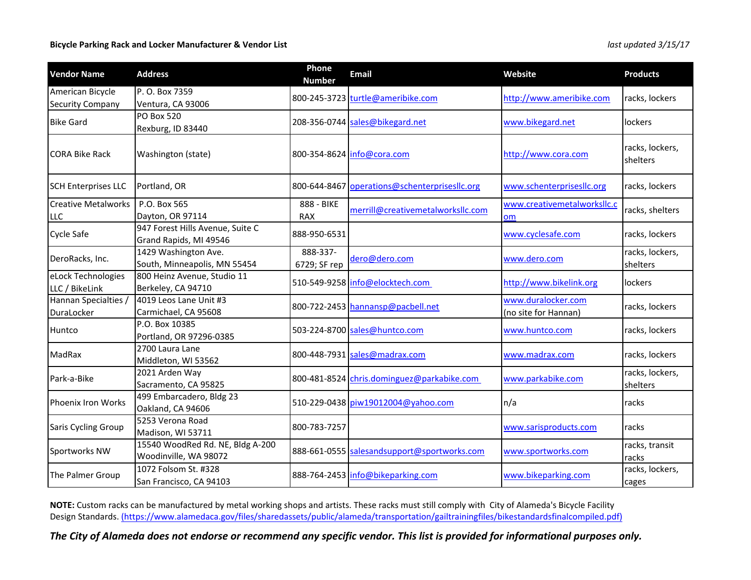**Bicycle Parking Rack and Locker Manufacturer & Vendor List**

*last updated 3/15/17*

| Vendor Name | Address | Phone Number | Email | Website | Products |
|---|---|---|---|---|---|
| American Bicycle Security Company | P. O. Box 7359 Ventura, CA 93006 | 800-245-3723 | turtle@ameribike.com | http://www.ameribike.com | racks, lockers |
| Bike Gard | PO Box 520 Rexburg, ID 83440 | 208-356-0744 | sales@bikegard.net | www.bikegard.net | lockers |
| CORA Bike Rack | Washington (state) | 800-354-8624 | info@cora.com | http://www.cora.com | racks, lockers, shelters |
| SCH Enterprises LLC | Portland, OR | 800-644-8467 | operations@schenterprisesllc.org | www.schenterprisesllc.org | racks, lockers |
| Creative Metalworks LLC | P.O. Box 565 Dayton, OR 97114 | 888 - BIKE RAX | merrill@creativemetalworksllc.com | www.creativemetalworksllc.com | racks, shelters |
| Cycle Safe | 947 Forest Hills Avenue, Suite C Grand Rapids, MI 49546 | 888-950-6531 | | www.cyclesafe.com | racks, lockers |
| DeroRacks, Inc. | 1429 Washington Ave. South, Minneapolis, MN 55454 | 888-337-6729; SF rep | dero@dero.com | www.dero.com | racks, lockers, shelters |
| eLock Technologies LLC / BikeLink | 800 Heinz Avenue, Studio 11 Berkeley, CA 94710 | 510-549-9258 | info@elocktech.com | http://www.bikelink.org | lockers |
| Hannan Specialties / DuraLocker | 4019 Leos Lane Unit #3 Carmichael, CA 95608 | 800-722-2453 | hannansp@pacbell.net | www.duralocker.com (no site for Hannan) | racks, lockers |
| Huntco | P.O. Box 10385 Portland, OR 97296-0385 | 503-224-8700 | sales@huntco.com | www.huntco.com | racks, lockers |
| MadRax | 2700 Laura Lane Middleton, WI 53562 | 800-448-7931 | sales@madrax.com | www.madrax.com | racks, lockers |
| Park-a-Bike | 2021 Arden Way Sacramento, CA 95825 | 800-481-8524 | chris.dominguez@parkabike.com | www.parkabike.com | racks, lockers, shelters |
| Phoenix Iron Works | 499 Embarcadero, Bldg 23 Oakland, CA 94606 | 510-229-0438 | piw19012004@yahoo.com | n/a | racks |
| Saris Cycling Group | 5253 Verona Road Madison, WI 53711 | 800-783-7257 | | www.sarisproducts.com | racks |
| Sportworks NW | 15540 WoodRed Rd. NE, Bldg A-200 Woodinville, WA 98072 | 888-661-0555 | salesandsupport@sportworks.com | www.sportworks.com | racks, transit racks |
| The Palmer Group | 1072 Folsom St. #328 San Francisco, CA 94103 | 888-764-2453 | info@bikeparking.com | www.bikeparking.com | racks, lockers, cages |

**NOTE:** Custom racks can be manufactured by metal working shops and artists. These racks must still comply with City of Alameda's Bicycle Facility Design Standards. (https://www.alamedaca.gov/files/sharedassets/public/alameda/transportation/gailtrainingfiles/bikestandardsfinalcompiled.pdf)

***The City of Alameda does not endorse or recommend any specific vendor. This list is provided for informational purposes only.***